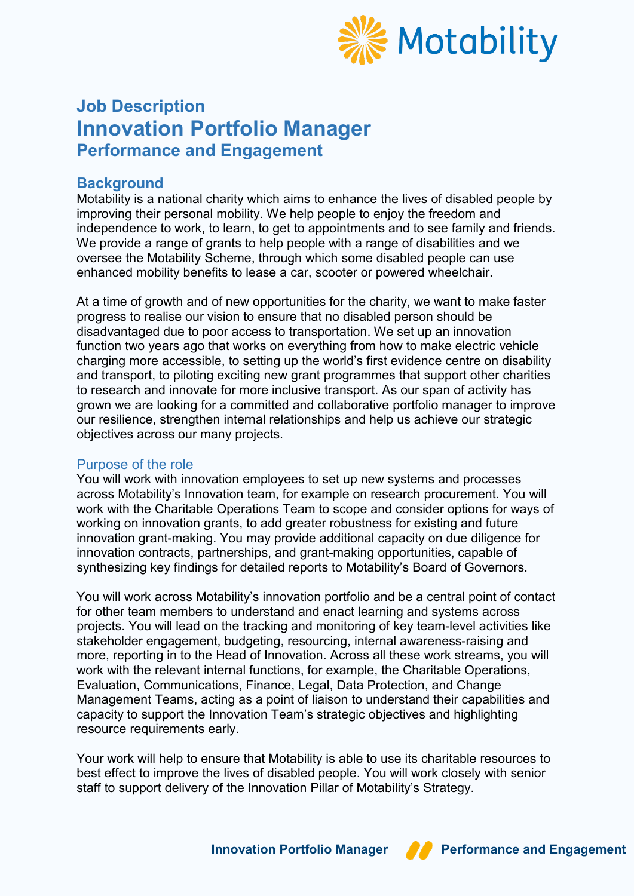# Job Description

# Innovation Portfolio Manager

## Performance and Engagement

## Background

Motability is a national charity which aims to enhance the lives of disabled people by improving their personal mobility. We help people to enjoy the freedom and independence to work, to learn, to get to appointments and to see family and friends. We provide a range of grants to help people with a range of disabilities and we oversee the Motability Scheme, through which some disabled people can use enhanced mobility benefits to lease a car, scooter or powered wheelchair.

At a time of growth and of new opportunities for the charity, we want to make faster progress to realise our vision to ensure that no disabled person should be disadvantaged due to poor access to transportation. We set up an innovation function two years ago that works on everything from how to make electric vehicle charging more accessible, to setting up the world's first evidence centre on disability and transport, to piloting exciting new grant programmes that support other charities to research and innovate for more inclusive transport. As our span of activity has grown we are looking for a committed and collaborative portfolio manager to improve our resilience, strengthen internal relationships and help us achieve our strategic objectives across our many projects.

### Purpose of the role

You will work with innovation employees to set up new systems and processes across Motability's Innovation team, for example on research procurement. You will work with the Charitable Operations Team to scope and consider options for ways of working on innovation grants, to add greater robustness for existing and future innovation grant-making. You may provide additional capacity on due diligence for innovation contracts, partnerships, and grant-making opportunities, capable of synthesizing key findings for detailed reports to Motability's Board of Governors.

You will work across Motability's innovation portfolio and be a central point of contact for other team members to understand and enact learning and systems across projects. You will lead on the tracking and monitoring of key team-level activities like stakeholder engagement, budgeting, resourcing, internal awareness-raising and more, reporting in to the Head of Innovation. Across all these work streams, you will work with the relevant internal functions, for example, the Charitable Operations, Evaluation, Communications, Finance, Legal, Data Protection, and Change Management Teams, acting as a point of liaison to understand their capabilities and capacity to support the Innovation Team's strategic objectives and highlighting resource requirements early.

Your work will help to ensure that Motability is able to use its charitable resources to best effect to improve the lives of disabled people. You will work closely with senior staff to support delivery of the Innovation Pillar of Motability's Strategy.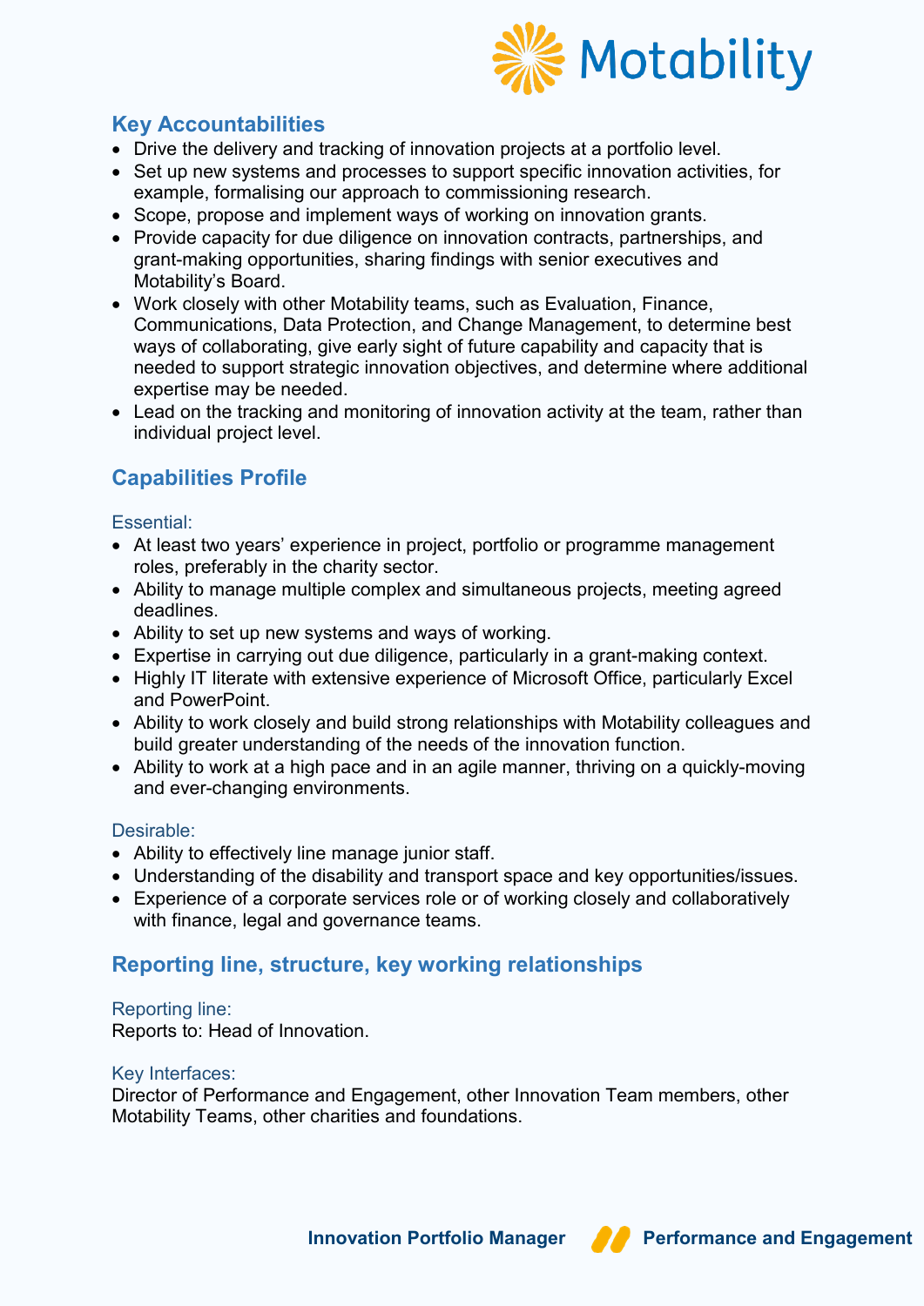## Key Accountabilities

- Drive the delivery and tracking of innovation projects at a portfolio level.
- Set up new systems and processes to support specific innovation activities, for example, formalising our approach to commissioning research.
- Scope, propose and implement ways of working on innovation grants.
- Provide capacity for due diligence on innovation contracts, partnerships, and grant-making opportunities, sharing findings with senior executives and Motability's Board.
- Work closely with other Motability teams, such as Evaluation, Finance, Communications, Data Protection, and Change Management, to determine best ways of collaborating, give early sight of future capability and capacity that is needed to support strategic innovation objectives, and determine where additional expertise may be needed.
- Lead on the tracking and monitoring of innovation activity at the team, rather than individual project level.

## Capabilities Profile

### Essential:

- At least two years' experience in project, portfolio or programme management roles, preferably in the charity sector.
- Ability to manage multiple complex and simultaneous projects, meeting agreed deadlines.
- Ability to set up new systems and ways of working.
- Expertise in carrying out due diligence, particularly in a grant-making context.
- Highly IT literate with extensive experience of Microsoft Office, particularly Excel and PowerPoint.
- Ability to work closely and build strong relationships with Motability colleagues and build greater understanding of the needs of the innovation function.
- Ability to work at a high pace and in an agile manner, thriving on a quickly-moving and ever-changing environments.

### Desirable:

- Ability to effectively line manage junior staff.
- Understanding of the disability and transport space and key opportunities/issues.
- Experience of a corporate services role or of working closely and collaboratively with finance, legal and governance teams.

## Reporting line, structure, key working relationships

### Reporting line:

Reports to: Head of Innovation.

### Key Interfaces:

Director of Performance and Engagement, other Innovation Team members, other Motability Teams, other charities and foundations.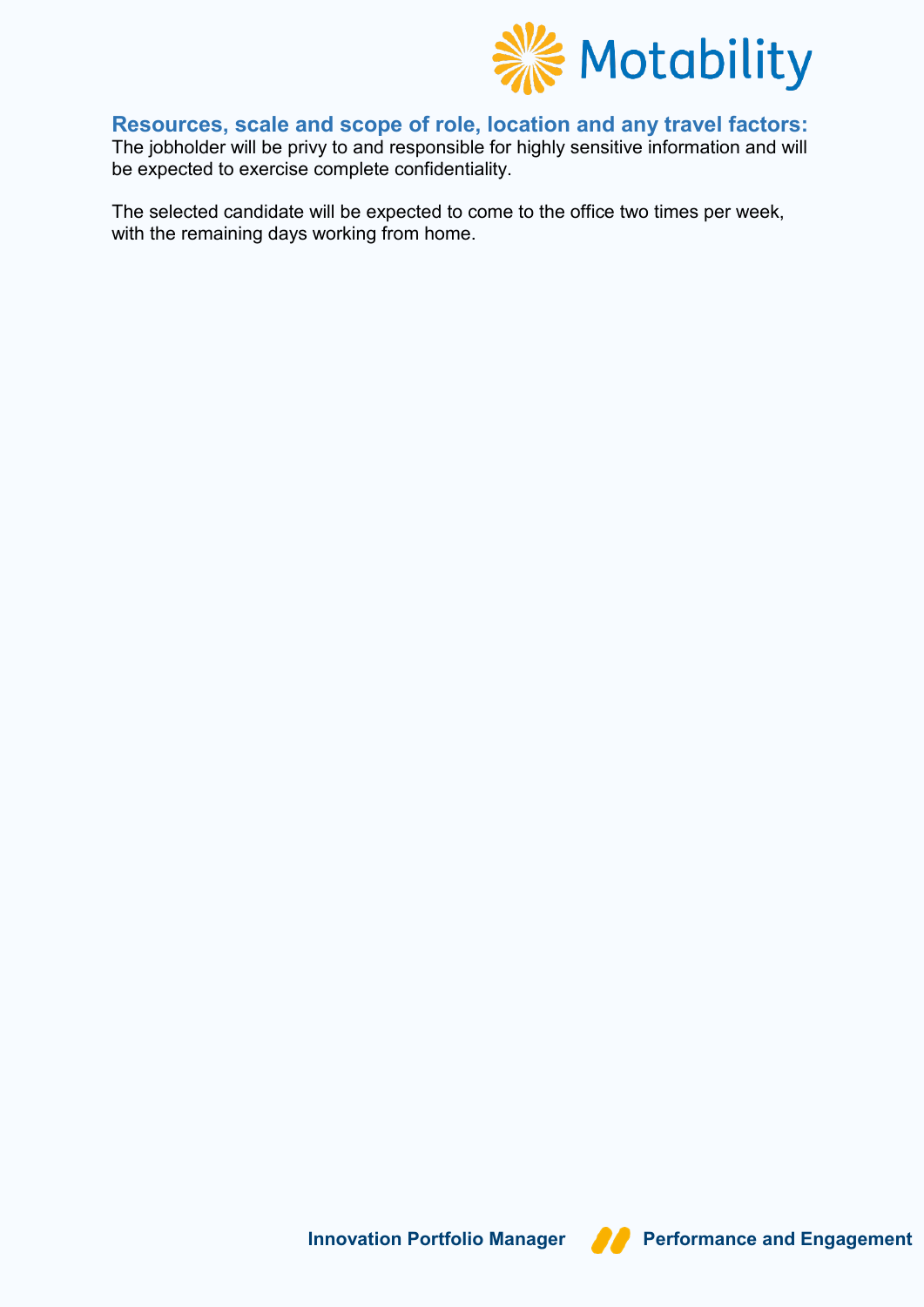## Resources, scale and scope of role, location and any travel factors:

The jobholder will be privy to and responsible for highly sensitive information and will be expected to exercise complete confidentiality.

The selected candidate will be expected to come to the office two times per week, with the remaining days working from home.